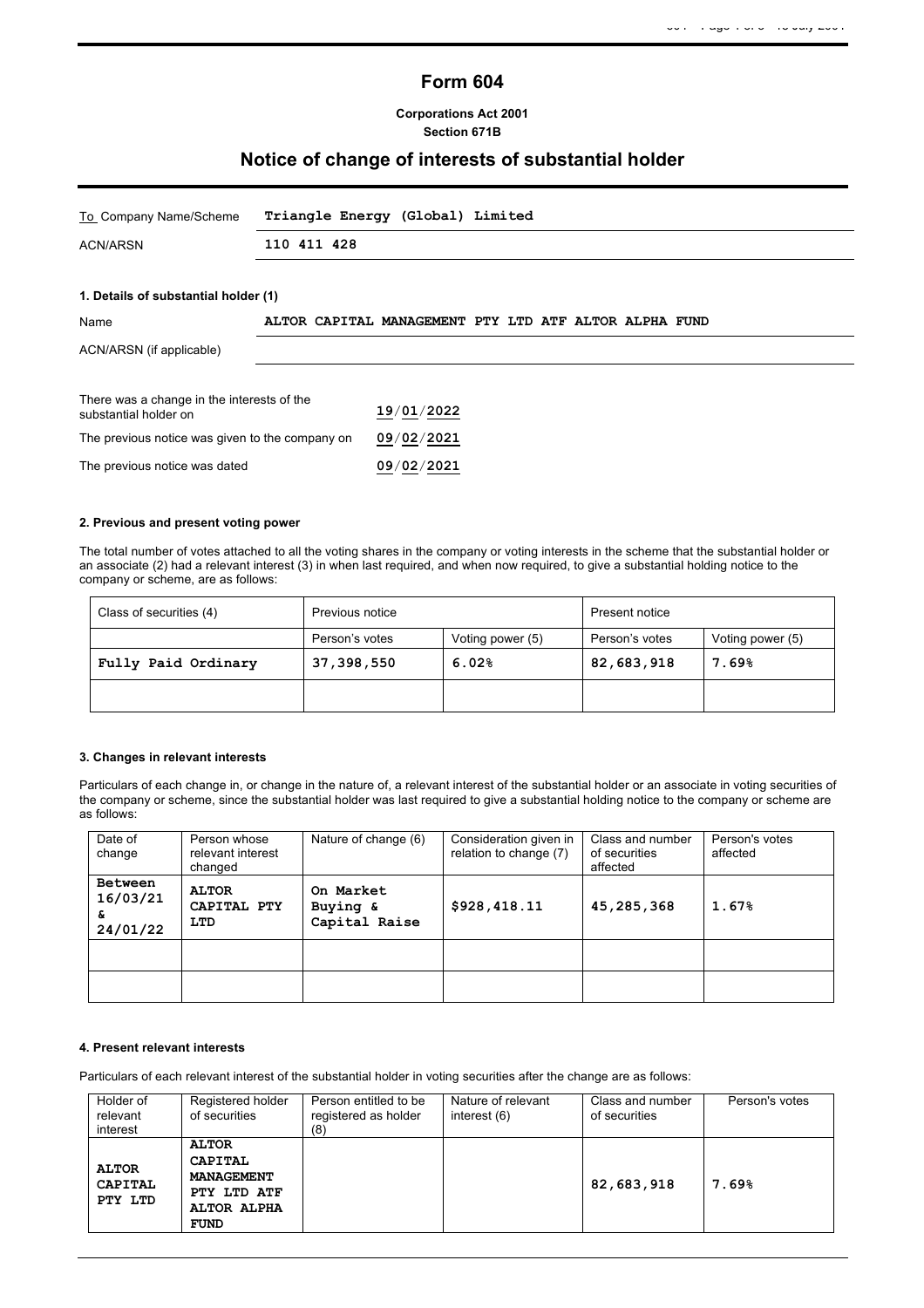# Form 604

**Corporations Act 2001**
**Section 671B**

## Notice of change of interests of substantial holder

| | |
|---|---|
| To Company Name/Scheme | **Triangle Energy (Global) Limited** |
| ACN/ARSN | **110 411 428** |

**1. Details of substantial holder (1)**

| | |
|---|---|
| Name | **ALTOR CAPITAL MANAGEMENT PTY LTD ATF ALTOR ALPHA FUND** |
| ACN/ARSN (if applicable) | |

| | |
|---|---|
| There was a change in the interests of the substantial holder on | **19/01/2022** |
| The previous notice was given to the company on | **09/02/2021** |
| The previous notice was dated | **09/02/2021** |

**2. Previous and present voting power**

The total number of votes attached to all the voting shares in the company or voting interests in the scheme that the substantial holder or an associate (2) had a relevant interest (3) in when last required, and when now required, to give a substantial holding notice to the company or scheme, are as follows:

| Class of securities (4) | Previous notice | | Present notice | |
|---|---|---|---|---|
| | Person's votes | Voting power (5) | Person's votes | Voting power (5) |
| **Fully Paid Ordinary** | **37,398,550** | **6.02%** | **82,683,918** | **7.69%** |
| | | | | |

**3. Changes in relevant interests**

Particulars of each change in, or change in the nature of, a relevant interest of the substantial holder or an associate in voting securities of the company or scheme, since the substantial holder was last required to give a substantial holding notice to the company or scheme are as follows:

| Date of change | Person whose relevant interest changed | Nature of change (6) | Consideration given in relation to change (7) | Class and number of securities affected | Person's votes affected |
|---|---|---|---|---|---|
| **Between 16/03/21 & 24/01/22** | **ALTOR CAPITAL PTY LTD** | **On Market Buying & Capital Raise** | **$928,418.11** | **45,285,368** | **1.67%** |
| | | | | | |
| | | | | | |

**4. Present relevant interests**

Particulars of each relevant interest of the substantial holder in voting securities after the change are as follows:

| Holder of relevant interest | Registered holder of securities | Person entitled to be registered as holder (8) | Nature of relevant interest (6) | Class and number of securities | Person's votes |
|---|---|---|---|---|---|
| **ALTOR CAPITAL PTY LTD** | **ALTOR CAPITAL MANAGEMENT PTY LTD ATF ALTOR ALPHA FUND** | | | **82,683,918** | **7.69%** |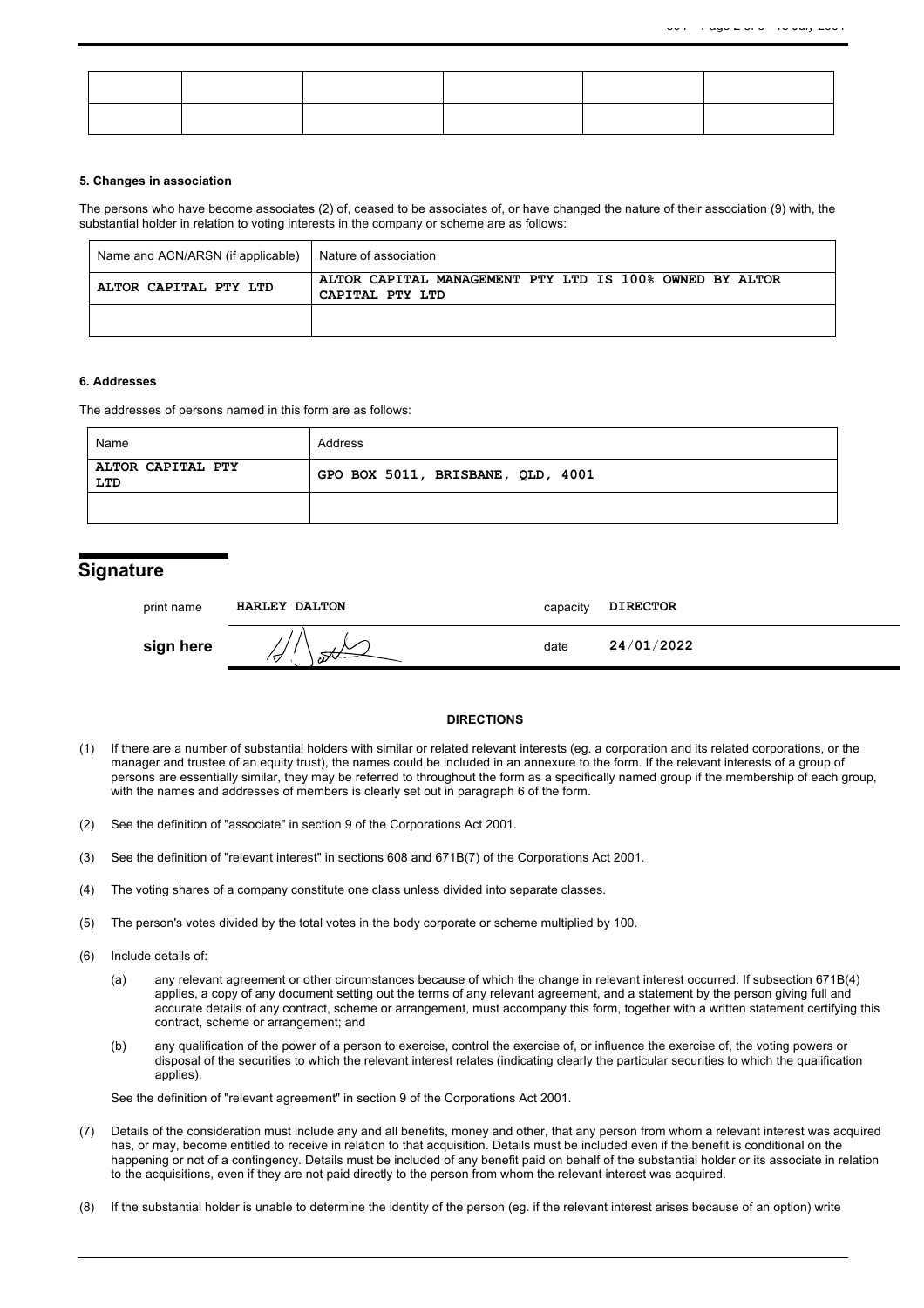| | | | | | |
|---|---|---|---|---|---|
| | | | | | |
| | | | | | |

#### 5. Changes in association

The persons who have become associates (2) of, ceased to be associates of, or have changed the nature of their association (9) with, the substantial holder in relation to voting interests in the company or scheme are as follows:

| Name and ACN/ARSN (if applicable) | Nature of association |
|---|---|
| ALTOR CAPITAL PTY LTD | ALTOR CAPITAL MANAGEMENT PTY LTD IS 100% OWNED BY ALTOR CAPITAL PTY LTD |
| | |

#### 6. Addresses

The addresses of persons named in this form are as follows:

| Name | Address |
|---|---|
| ALTOR CAPITAL PTY LTD | GPO BOX 5011, BRISBANE, QLD, 4001 |
| | |

## Signature

| | | | |
|---|---|---|---|
| print name | HARLEY DALTON | capacity | DIRECTOR |
| sign here | | date | 24/01/2022 |

**DIRECTIONS**

(1) If there are a number of substantial holders with similar or related relevant interests (eg. a corporation and its related corporations, or the manager and trustee of an equity trust), the names could be included in an annexure to the form. If the relevant interests of a group of persons are essentially similar, they may be referred to throughout the form as a specifically named group if the membership of each group, with the names and addresses of members is clearly set out in paragraph 6 of the form.

(2) See the definition of "associate" in section 9 of the Corporations Act 2001.

(3) See the definition of "relevant interest" in sections 608 and 671B(7) of the Corporations Act 2001.

(4) The voting shares of a company constitute one class unless divided into separate classes.

(5) The person's votes divided by the total votes in the body corporate or scheme multiplied by 100.

(6) Include details of:

(a) any relevant agreement or other circumstances because of which the change in relevant interest occurred. If subsection 671B(4) applies, a copy of any document setting out the terms of any relevant agreement, and a statement by the person giving full and accurate details of any contract, scheme or arrangement, must accompany this form, together with a written statement certifying this contract, scheme or arrangement; and

(b) any qualification of the power of a person to exercise, control the exercise of, or influence the exercise of, the voting powers or disposal of the securities to which the relevant interest relates (indicating clearly the particular securities to which the qualification applies).

See the definition of "relevant agreement" in section 9 of the Corporations Act 2001.

(7) Details of the consideration must include any and all benefits, money and other, that any person from whom a relevant interest was acquired has, or may, become entitled to receive in relation to that acquisition. Details must be included even if the benefit is conditional on the happening or not of a contingency. Details must be included of any benefit paid on behalf of the substantial holder or its associate in relation to the acquisitions, even if they are not paid directly to the person from whom the relevant interest was acquired.

(8) If the substantial holder is unable to determine the identity of the person (eg. if the relevant interest arises because of an option) write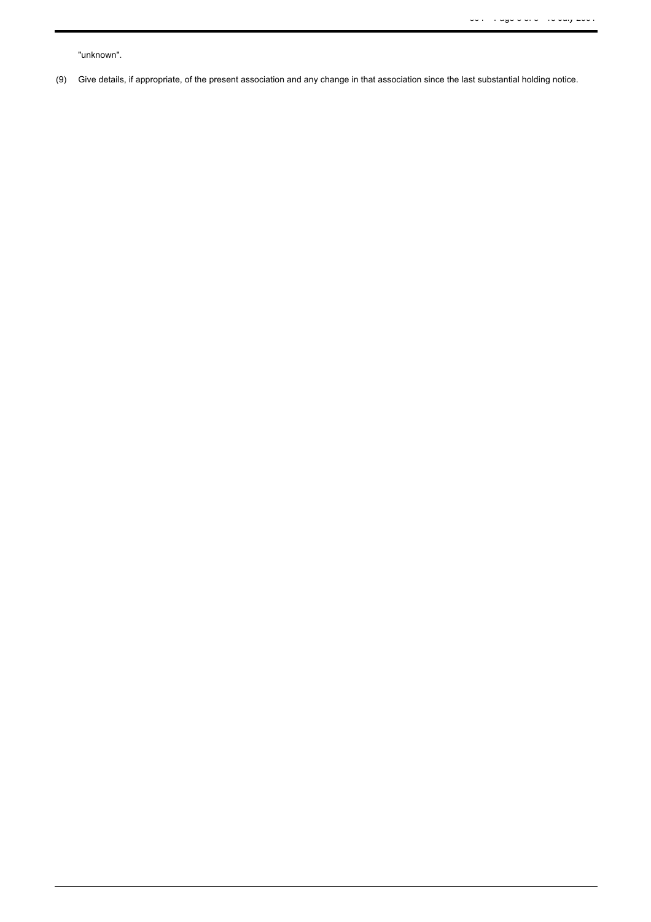"unknown".

(9) Give details, if appropriate, of the present association and any change in that association since the last substantial holding notice.